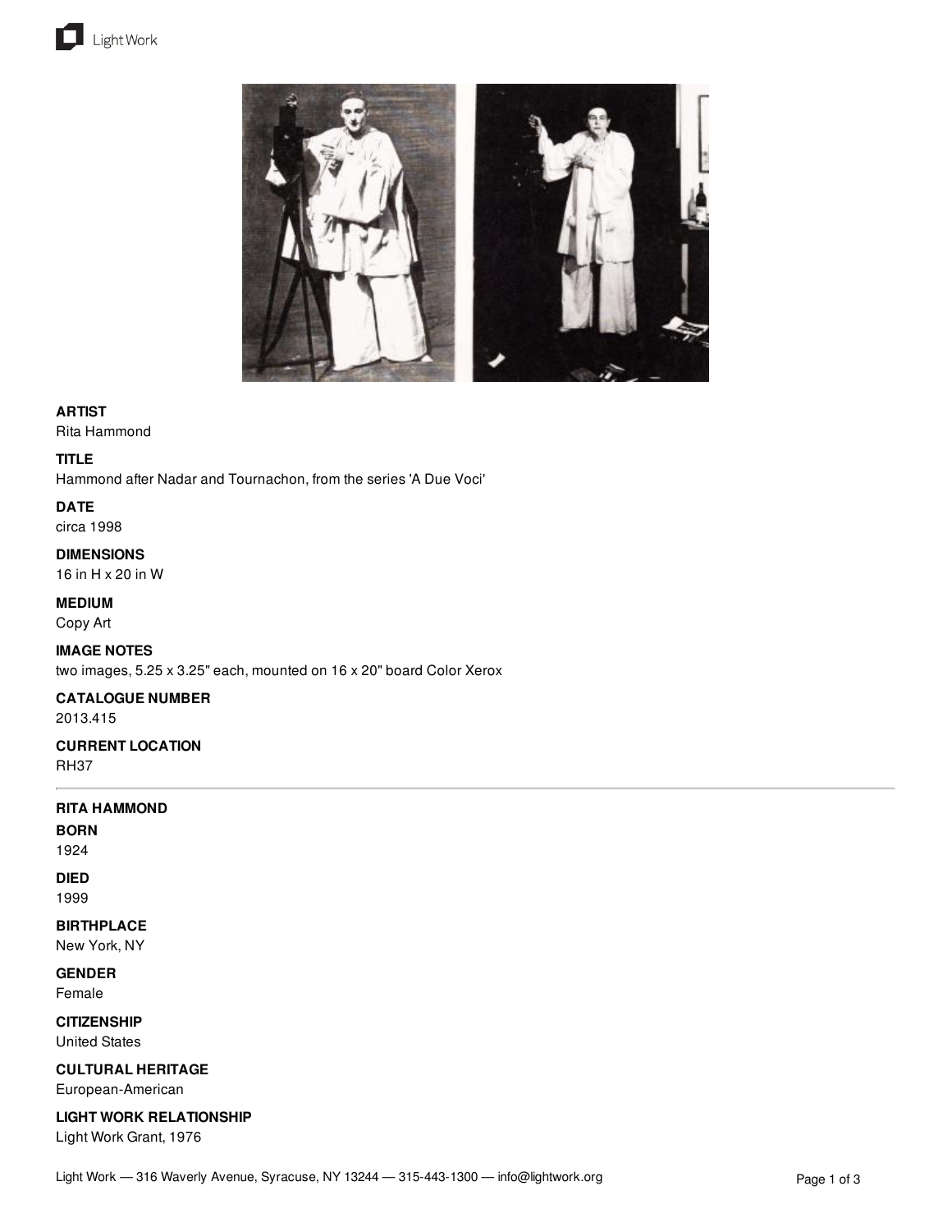**ARTIST**
Rita Hammond

**TITLE**
Hammond after Nadar and Tournachon, from the series 'A Due Voci'

**DATE**
circa 1998

**DIMENSIONS**
16 in H x 20 in W

**MEDIUM**
Copy Art

**IMAGE NOTES**
two images, 5.25 x 3.25" each, mounted on 16 x 20" board Color Xerox

**CATALOGUE NUMBER**
2013.415

**CURRENT LOCATION**
RH37

---

**RITA HAMMOND**

**BORN**
1924

**DIED**
1999

**BIRTHPLACE**
New York, NY

**GENDER**
Female

**CITIZENSHIP**
United States

**CULTURAL HERITAGE**
European-American

**LIGHT WORK RELATIONSHIP**
Light Work Grant, 1976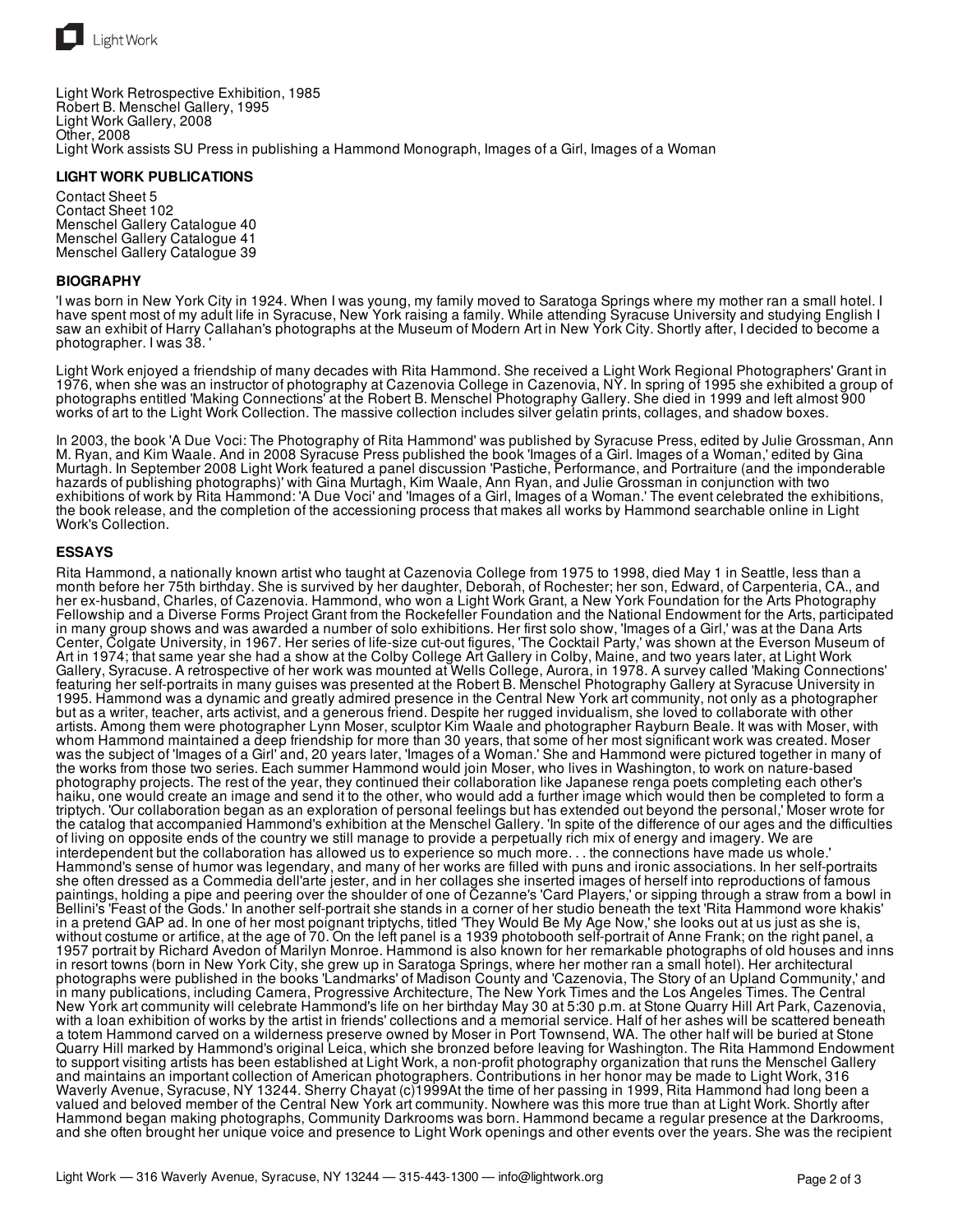Light Work Retrospective Exhibition, 1985
Robert B. Menschel Gallery, 1995
Light Work Gallery, 2008
Other, 2008
Light Work assists SU Press in publishing a Hammond Monograph, Images of a Girl, Images of a Woman

### LIGHT WORK PUBLICATIONS

Contact Sheet 5
Contact Sheet 102
Menschel Gallery Catalogue 40
Menschel Gallery Catalogue 41
Menschel Gallery Catalogue 39

### BIOGRAPHY

'I was born in New York City in 1924. When I was young, my family moved to Saratoga Springs where my mother ran a small hotel. I have spent most of my adult life in Syracuse, New York raising a family. While attending Syracuse University and studying English I saw an exhibit of Harry Callahan's photographs at the Museum of Modern Art in New York City. Shortly after, I decided to become a photographer. I was 38. '

Light Work enjoyed a friendship of many decades with Rita Hammond. She received a Light Work Regional Photographers' Grant in 1976, when she was an instructor of photography at Cazenovia College in Cazenovia, NY. In spring of 1995 she exhibited a group of photographs entitled 'Making Connections' at the Robert B. Menschel Photography Gallery. She died in 1999 and left almost 900 works of art to the Light Work Collection. The massive collection includes silver gelatin prints, collages, and shadow boxes.

In 2003, the book 'A Due Voci: The Photography of Rita Hammond' was published by Syracuse Press, edited by Julie Grossman, Ann M. Ryan, and Kim Waale. And in 2008 Syracuse Press published the book 'Images of a Girl. Images of a Woman,' edited by Gina Murtagh. In September 2008 Light Work featured a panel discussion 'Pastiche, Performance, and Portraiture (and the imponderable hazards of publishing photographs)' with Gina Murtagh, Kim Waale, Ann Ryan, and Julie Grossman in conjunction with two exhibitions of work by Rita Hammond: 'A Due Voci' and 'Images of a Girl, Images of a Woman.' The event celebrated the exhibitions, the book release, and the completion of the accessioning process that makes all works by Hammond searchable online in Light Work's Collection.

### ESSAYS

Rita Hammond, a nationally known artist who taught at Cazenovia College from 1975 to 1998, died May 1 in Seattle, less than a month before her 75th birthday. She is survived by her daughter, Deborah, of Rochester; her son, Edward, of Carpenteria, CA., and her ex-husband, Charles, of Cazenovia. Hammond, who won a Light Work Grant, a New York Foundation for the Arts Photography Fellowship and a Diverse Forms Project Grant from the Rockefeller Foundation and the National Endowment for the Arts, participated in many group shows and was awarded a number of solo exhibitions. Her first solo show, 'Images of a Girl,' was at the Dana Arts Center, Colgate University, in 1967. Her series of life-size cut-out figures, 'The Cocktail Party,' was shown at the Everson Museum of Art in 1974; that same year she had a show at the Colby College Art Gallery in Colby, Maine, and two years later, at Light Work Gallery, Syracuse. A retrospective of her work was mounted at Wells College, Aurora, in 1978. A survey called 'Making Connections' featuring her self-portraits in many guises was presented at the Robert B. Menschel Photography Gallery at Syracuse University in 1995. Hammond was a dynamic and greatly admired presence in the Central New York art community, not only as a photographer but as a writer, teacher, arts activist, and a generous friend. Despite her rugged invidualism, she loved to collaborate with other artists. Among them were photographer Lynn Moser, sculptor Kim Waale and photographer Rayburn Beale. It was with Moser, with whom Hammond maintained a deep friendship for more than 30 years, that some of her most significant work was created. Moser was the subject of 'Images of a Girl' and, 20 years later, 'Images of a Woman.' She and Hammond were pictured together in many of the works from those two series. Each summer Hammond would join Moser, who lives in Washington, to work on nature-based photography projects. The rest of the year, they continued their collaboration like Japanese renga poets completing each other's haiku, one would create an image and send it to the other, who would add a further image which would then be completed to form a triptych. 'Our collaboration began as an exploration of personal feelings but has extended out beyond the personal,' Moser wrote for the catalog that accompanied Hammond's exhibition at the Menschel Gallery. 'In spite of the difference of our ages and the difficulties of living on opposite ends of the country we still manage to provide a perpetually rich mix of energy and imagery. We are interdependent but the collaboration has allowed us to experience so much more. . . the connections have made us whole.' Hammond's sense of humor was legendary, and many of her works are filled with puns and ironic associations. In her self-portraits she often dressed as a Commedia dell'arte jester, and in her collages she inserted images of herself into reproductions of famous paintings, holding a pipe and peering over the shoulder of one of Cezanne's 'Card Players,' or sipping through a straw from a bowl in Bellini's 'Feast of the Gods.' In another self-portrait she stands in a corner of her studio beneath the text 'Rita Hammond wore khakis' in a pretend GAP ad. In one of her most poignant triptychs, titled 'They Would Be My Age Now,' she looks out at us just as she is, without costume or artifice, at the age of 70. On the left panel is a 1939 photobooth self-portrait of Anne Frank; on the right panel, a 1957 portrait by Richard Avedon of Marilyn Monroe. Hammond is also known for her remarkable photographs of old houses and inns in resort towns (born in New York City, she grew up in Saratoga Springs, where her mother ran a small hotel). Her architectural photographs were published in the books 'Landmarks' of Madison County and 'Cazenovia, The Story of an Upland Community,' and in many publications, including Camera, Progressive Architecture, The New York Times and the Los Angeles Times. The Central New York art community will celebrate Hammond's life on her birthday May 30 at 5:30 p.m. at Stone Quarry Hill Art Park, Cazenovia, with a loan exhibition of works by the artist in friends' collections and a memorial service. Half of her ashes will be scattered beneath a totem Hammond carved on a wilderness preserve owned by Moser in Port Townsend, WA. The other half will be buried at Stone Quarry Hill marked by Hammond's original Leica, which she bronzed before leaving for Washington. The Rita Hammond Endowment to support visiting artists has been established at Light Work, a non-profit photography organization that runs the Menschel Gallery and maintains an important collection of American photographers. Contributions in her honor may be made to Light Work, 316 Waverly Avenue, Syracuse, NY 13244. Sherry Chayat (c)1999At the time of her passing in 1999, Rita Hammond had long been a valued and beloved member of the Central New York art community. Nowhere was this more true than at Light Work. Shortly after Hammond began making photographs, Community Darkrooms was born. Hammond became a regular presence at the Darkrooms, and she often brought her unique voice and presence to Light Work openings and other events over the years. She was the recipient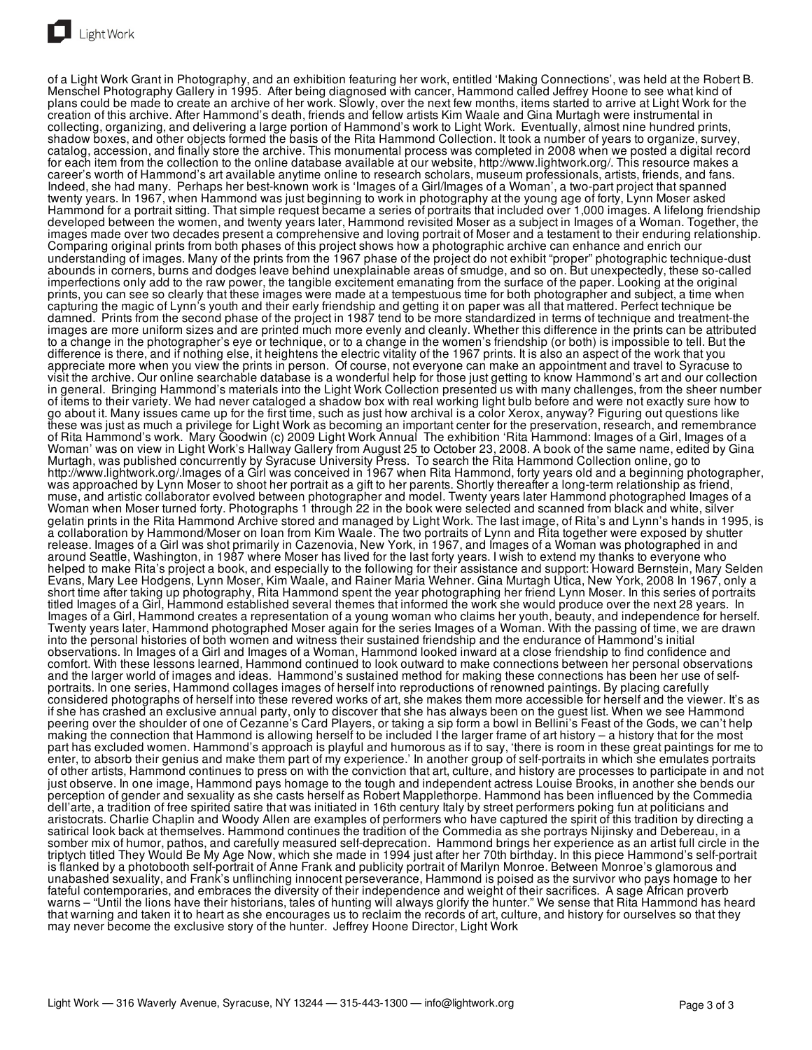of a Light Work Grant in Photography, and an exhibition featuring her work, entitled 'Making Connections', was held at the Robert B. Menschel Photography Gallery in 1995. After being diagnosed with cancer, Hammond called Jeffrey Hoone to see what kind of plans could be made to create an archive of her work. Slowly, over the next few months, items started to arrive at Light Work for the creation of this archive. After Hammond's death, friends and fellow artists Kim Waale and Gina Murtagh were instrumental in collecting, organizing, and delivering a large portion of Hammond's work to Light Work. Eventually, almost nine hundred prints, shadow boxes, and other objects formed the basis of the Rita Hammond Collection. It took a number of years to organize, survey, catalog, accession, and finally store the archive. This monumental process was completed in 2008 when we posted a digital record for each item from the collection to the online database available at our website, http://www.lightwork.org/. This resource makes a career's worth of Hammond's art available anytime online to research scholars, museum professionals, artists, friends, and fans. Indeed, she had many. Perhaps her best-known work is 'Images of a Girl/Images of a Woman', a two-part project that spanned twenty years. In 1967, when Hammond was just beginning to work in photography at the young age of forty, Lynn Moser asked Hammond for a portrait sitting. That simple request became a series of portraits that included over 1,000 images. A lifelong friendship developed between the women, and twenty years later, Hammond revisited Moser as a subject in Images of a Woman. Together, the images made over two decades present a comprehensive and loving portrait of Moser and a testament to their enduring relationship. Comparing original prints from both phases of this project shows how a photographic archive can enhance and enrich our understanding of images. Many of the prints from the 1967 phase of the project do not exhibit "proper" photographic technique-dust abounds in corners, burns and dodges leave behind unexplainable areas of smudge, and so on. But unexpectedly, these so-called imperfections only add to the raw power, the tangible excitement emanating from the surface of the paper. Looking at the original prints, you can see so clearly that these images were made at a tempestuous time for both photographer and subject, a time when capturing the magic of Lynn's youth and their early friendship and getting it on paper was all that mattered. Perfect technique be damned. Prints from the second phase of the project in 1987 tend to be more standardized in terms of technique and treatment-the images are more uniform sizes and are printed much more evenly and cleanly. Whether this difference in the prints can be attributed to a change in the photographer's eye or technique, or to a change in the women's friendship (or both) is impossible to tell. But the difference is there, and if nothing else, it heightens the electric vitality of the 1967 prints. It is also an aspect of the work that you appreciate more when you view the prints in person. Of course, not everyone can make an appointment and travel to Syracuse to visit the archive. Our online searchable database is a wonderful help for those just getting to know Hammond's art and our collection in general. Bringing Hammond's materials into the Light Work Collection presented us with many challenges, from the sheer number of items to their variety. We had never cataloged a shadow box with real working light bulb before and were not exactly sure how to go about it. Many issues came up for the first time, such as just how archival is a color Xerox, anyway? Figuring out questions like these was just as much a privilege for Light Work as becoming an important center for the preservation, research, and remembrance of Rita Hammond's work. Mary Goodwin (c) 2009 Light Work Annual The exhibition 'Rita Hammond: Images of a Girl, Images of a Woman' was on view in Light Work's Hallway Gallery from August 25 to October 23, 2008. A book of the same name, edited by Gina Murtagh, was published concurrently by Syracuse University Press. To search the Rita Hammond Collection online, go to http://www.lightwork.org/.Images of a Girl was conceived in 1967 when Rita Hammond, forty years old and a beginning photographer, was approached by Lynn Moser to shoot her portrait as a gift to her parents. Shortly thereafter a long-term relationship as friend, muse, and artistic collaborator evolved between photographer and model. Twenty years later Hammond photographed Images of a Woman when Moser turned forty. Photographs 1 through 22 in the book were selected and scanned from black and white, silver gelatin prints in the Rita Hammond Archive stored and managed by Light Work. The last image, of Rita's and Lynn's hands in 1995, is a collaboration by Hammond/Moser on loan from Kim Waale. The two portraits of Lynn and Rita together were exposed by shutter release. Images of a Girl was shot primarily in Cazenovia, New York, in 1967, and Images of a Woman was photographed in and around Seattle, Washington, in 1987 where Moser has lived for the last forty years. I wish to extend my thanks to everyone who helped to make Rita's project a book, and especially to the following for their assistance and support: Howard Bernstein, Mary Selden Evans, Mary Lee Hodgens, Lynn Moser, Kim Waale, and Rainer Maria Wehner. Gina Murtagh Utica, New York, 2008 In 1967, only a short time after taking up photography, Rita Hammond spent the year photographing her friend Lynn Moser. In this series of portraits titled Images of a Girl, Hammond established several themes that informed the work she would produce over the next 28 years. In Images of a Girl, Hammond creates a representation of a young woman who claims her youth, beauty, and independence for herself. Twenty years later, Hammond photographed Moser again for the series Images of a Woman. With the passing of time, we are drawn into the personal histories of both women and witness their sustained friendship and the endurance of Hammond's initial observations. In Images of a Girl and Images of a Woman, Hammond looked inward at a close friendship to find confidence and comfort. With these lessons learned, Hammond continued to look outward to make connections between her personal observations and the larger world of images and ideas. Hammond's sustained method for making these connections has been her use of self-portraits. In one series, Hammond collages images of herself into reproductions of renowned paintings. By placing carefully considered photographs of herself into these revered works of art, she makes them more accessible for herself and the viewer. It's as if she has crashed an exclusive annual party, only to discover that she has always been on the guest list. When we see Hammond peering over the shoulder of one of Cezanne's Card Players, or taking a sip form a bowl in Bellini's Feast of the Gods, we can't help making the connection that Hammond is allowing herself to be included I the larger frame of art history – a history that for the most part has excluded women. Hammond's approach is playful and humorous as if to say, 'there is room in these great paintings for me to enter, to absorb their genius and make them part of my experience.' In another group of self-portraits in which she emulates portraits of other artists, Hammond continues to press on with the conviction that art, culture, and history are processes to participate in and not just observe. In one image, Hammond pays homage to the tough and independent actress Louise Brooks, in another she bends our perception of gender and sexuality as she casts herself as Robert Mapplethorpe. Hammond has been influenced by the Commedia dell'arte, a tradition of free spirited satire that was initiated in 16th century Italy by street performers poking fun at politicians and aristocrats. Charlie Chaplin and Woody Allen are examples of performers who have captured the spirit of this tradition by directing a satirical look back at themselves. Hammond continues the tradition of the Commedia as she portrays Nijinsky and Debereau, in a somber mix of humor, pathos, and carefully measured self-deprecation. Hammond brings her experience as an artist full circle in the triptych titled They Would Be My Age Now, which she made in 1994 just after her 70th birthday. In this piece Hammond's self-portrait is flanked by a photobooth self-portrait of Anne Frank and publicity portrait of Marilyn Monroe. Between Monroe's glamorous and unabashed sexuality, and Frank's unflinching innocent perseverance, Hammond is poised as the survivor who pays homage to her fateful contemporaries, and embraces the diversity of their independence and weight of their sacrifices. A sage African proverb warns – "Until the lions have their historians, tales of hunting will always glorify the hunter." We sense that Rita Hammond has heard that warning and taken it to heart as she encourages us to reclaim the records of art, culture, and history for ourselves so that they may never become the exclusive story of the hunter. Jeffrey Hoone Director, Light Work

Light Work — 316 Waverly Avenue, Syracuse, NY 13244 — 315-443-1300 — info@lightwork.org